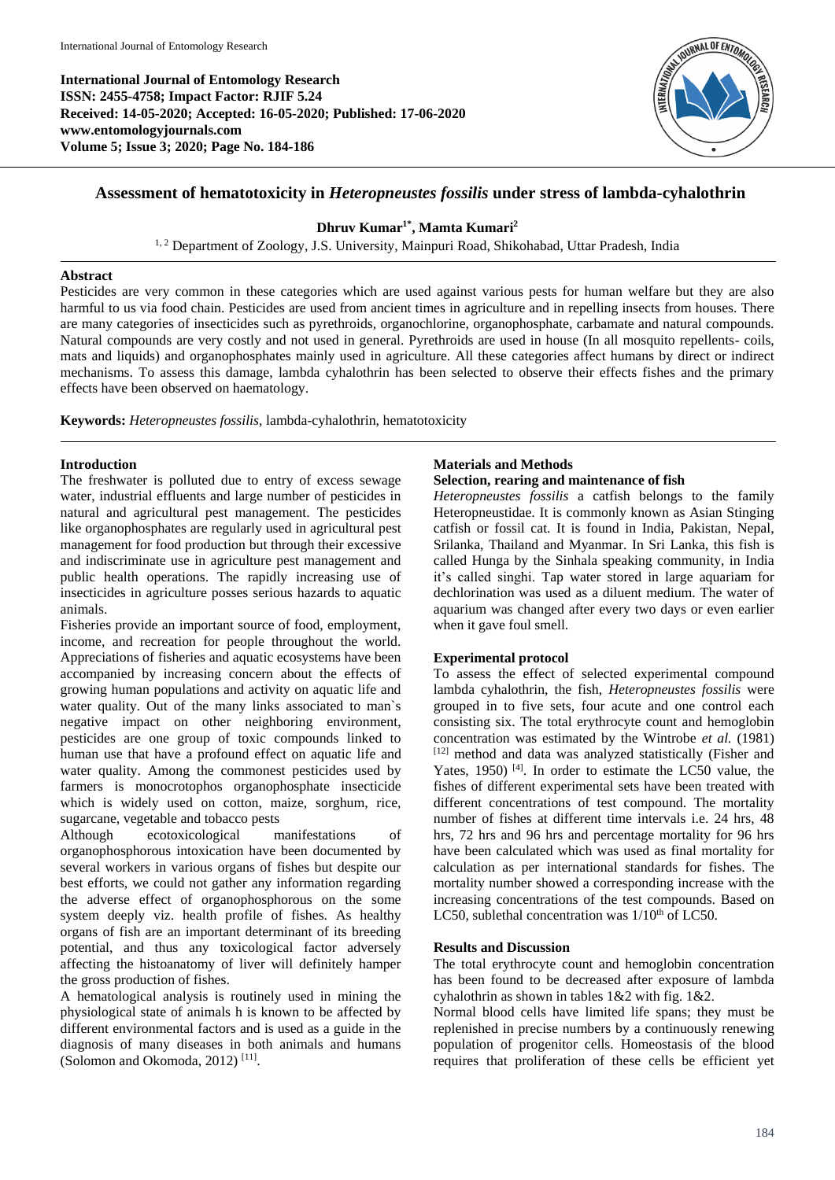International Journal of Entomology Research
ISSN: 2455-4758; Impact Factor: RJIF 5.24
Received: 14-05-2020; Accepted: 16-05-2020; Published: 17-06-2020
www.entomologyjournals.com
Volume 5; Issue 3; 2020; Page No. 184-186

# Assessment of hematotoxicity in *Heteropneustes fossilis* under stress of lambda-cyhalothrin

**Dhruv Kumar[1*], Mamta Kumari[2]**

[1, 2] Department of Zoology, J.S. University, Mainpuri Road, Shikohabad, Uttar Pradesh, India

## Abstract

Pesticides are very common in these categories which are used against various pests for human welfare but they are also harmful to us via food chain. Pesticides are used from ancient times in agriculture and in repelling insects from houses. There are many categories of insecticides such as pyrethroids, organochlorine, organophosphate, carbamate and natural compounds. Natural compounds are very costly and not used in general. Pyrethroids are used in house (In all mosquito repellents- coils, mats and liquids) and organophosphates mainly used in agriculture. All these categories affect humans by direct or indirect mechanisms. To assess this damage, lambda cyhalothrin has been selected to observe their effects fishes and the primary effects have been observed on haematology.

**Keywords:** *Heteropneustes fossilis*, lambda-cyhalothrin, hematotoxicity

## Introduction

The freshwater is polluted due to entry of excess sewage water, industrial effluents and large number of pesticides in natural and agricultural pest management. The pesticides like organophosphates are regularly used in agricultural pest management for food production but through their excessive and indiscriminate use in agriculture pest management and public health operations. The rapidly increasing use of insecticides in agriculture posses serious hazards to aquatic animals.

Fisheries provide an important source of food, employment, income, and recreation for people throughout the world. Appreciations of fisheries and aquatic ecosystems have been accompanied by increasing concern about the effects of growing human populations and activity on aquatic life and water quality. Out of the many links associated to man`s negative impact on other neighboring environment, pesticides are one group of toxic compounds linked to human use that have a profound effect on aquatic life and water quality. Among the commonest pesticides used by farmers is monocrotophos organophosphate insecticide which is widely used on cotton, maize, sorghum, rice, sugarcane, vegetable and tobacco pests

Although ecotoxicological manifestations of organophosphorous intoxication have been documented by several workers in various organs of fishes but despite our best efforts, we could not gather any information regarding the adverse effect of organophosphorous on the some system deeply viz. health profile of fishes. As healthy organs of fish are an important determinant of its breeding potential, and thus any toxicological factor adversely affecting the histoanatomy of liver will definitely hamper the gross production of fishes.

A hematological analysis is routinely used in mining the physiological state of animals h is known to be affected by different environmental factors and is used as a guide in the diagnosis of many diseases in both animals and humans (Solomon and Okomoda, 2012) [11].

## Materials and Methods

### Selection, rearing and maintenance of fish

*Heteropneustes fossilis* a catfish belongs to the family Heteropneustidae. It is commonly known as Asian Stinging catfish or fossil cat. It is found in India, Pakistan, Nepal, Srilanka, Thailand and Myanmar. In Sri Lanka, this fish is called Hunga by the Sinhala speaking community, in India it's called singhi. Tap water stored in large aquariam for dechlorination was used as a diluent medium. The water of aquarium was changed after every two days or even earlier when it gave foul smell.

### Experimental protocol

To assess the effect of selected experimental compound lambda cyhalothrin, the fish, *Heteropneustes fossilis* were grouped in to five sets, four acute and one control each consisting six. The total erythrocyte count and hemoglobin concentration was estimated by the Wintrobe *et al.* (1981) [12] method and data was analyzed statistically (Fisher and Yates, 1950) [4]. In order to estimate the LC50 value, the fishes of different experimental sets have been treated with different concentrations of test compound. The mortality number of fishes at different time intervals i.e. 24 hrs, 48 hrs, 72 hrs and 96 hrs and percentage mortality for 96 hrs have been calculated which was used as final mortality for calculation as per international standards for fishes. The mortality number showed a corresponding increase with the increasing concentrations of the test compounds. Based on LC50, sublethal concentration was 1/10th of LC50.

## Results and Discussion

The total erythrocyte count and hemoglobin concentration has been found to be decreased after exposure of lambda cyhalothrin as shown in tables 1&2 with fig. 1&2.

Normal blood cells have limited life spans; they must be replenished in precise numbers by a continuously renewing population of progenitor cells. Homeostasis of the blood requires that proliferation of these cells be efficient yet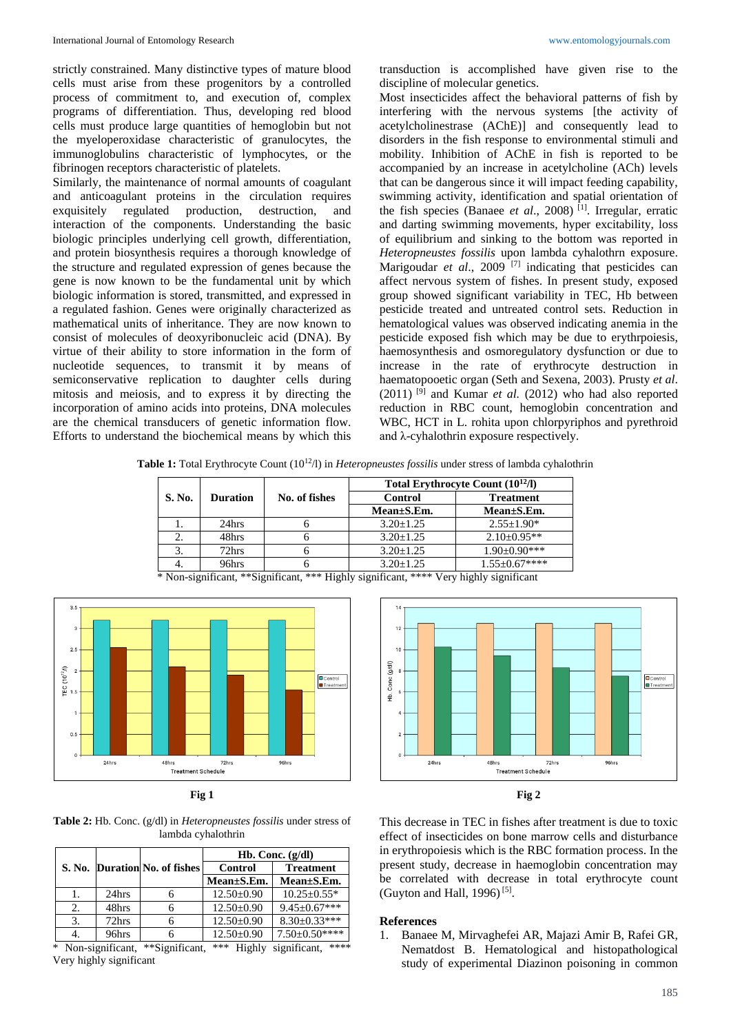strictly constrained. Many distinctive types of mature blood cells must arise from these progenitors by a controlled process of commitment to, and execution of, complex programs of differentiation. Thus, developing red blood cells must produce large quantities of hemoglobin but not the myeloperoxidase characteristic of granulocytes, the immunoglobulins characteristic of lymphocytes, or the fibrinogen receptors characteristic of platelets.

Similarly, the maintenance of normal amounts of coagulant and anticoagulant proteins in the circulation requires exquisitely regulated production, destruction, and interaction of the components. Understanding the basic biologic principles underlying cell growth, differentiation, and protein biosynthesis requires a thorough knowledge of the structure and regulated expression of genes because the gene is now known to be the fundamental unit by which biologic information is stored, transmitted, and expressed in a regulated fashion. Genes were originally characterized as mathematical units of inheritance. They are now known to consist of molecules of deoxyribonucleic acid (DNA). By virtue of their ability to store information in the form of nucleotide sequences, to transmit it by means of semiconservative replication to daughter cells during mitosis and meiosis, and to express it by directing the incorporation of amino acids into proteins, DNA molecules are the chemical transducers of genetic information flow. Efforts to understand the biochemical means by which this transduction is accomplished have given rise to the discipline of molecular genetics.

Most insecticides affect the behavioral patterns of fish by interfering with the nervous systems [the activity of acetylcholinestrase (AChE)] and consequently lead to disorders in the fish response to environmental stimuli and mobility. Inhibition of AChE in fish is reported to be accompanied by an increase in acetylcholine (ACh) levels that can be dangerous since it will impact feeding capability, swimming activity, identification and spatial orientation of the fish species (Banaee *et al*., 2008) [1]. Irregular, erratic and darting swimming movements, hyper excitability, loss of equilibrium and sinking to the bottom was reported in *Heteropneustes fossilis* upon lambda cyhalothrn exposure. Marigoudar *et al*., 2009 [7] indicating that pesticides can affect nervous system of fishes. In present study, exposed group showed significant variability in TEC, Hb between pesticide treated and untreated control sets. Reduction in hematological values was observed indicating anemia in the pesticide exposed fish which may be due to erythrpoiesis, haemosynthesis and osmoregulatory dysfunction or due to increase in the rate of erythrocyte destruction in haematopooetic organ (Seth and Sexena, 2003). Prusty *et al*. (2011) [9] and Kumar *et al.* (2012) who had also reported reduction in RBC count, hemoglobin concentration and WBC, HCT in L. rohita upon chlorpyriphos and pyrethroid and λ-cyhalothrin exposure respectively.

**Table 1:** Total Erythrocyte Count ($10^{12}$/l) in *Heteropneustes fossilis* under stress of lambda cyhalothrin

| S. No. | Duration | No. of fishes | Total Erythrocyte Count ($10^{12}$/l) | |
|---|---|---|---|---|
| | | | Control | Treatment |
| | | | Mean±S.Em. | Mean±S.Em. |
| 1. | 24hrs | 6 | 3.20±1.25 | 2.55±1.90* |
| 2. | 48hrs | 6 | 3.20±1.25 | 2.10±0.95** |
| 3. | 72hrs | 6 | 3.20±1.25 | 1.90±0.90*** |
| 4. | 96hrs | 6 | 3.20±1.25 | 1.55±0.67**** |

\* Non-significant, **Significant, *** Highly significant, **** Very highly significant

Fig 1

Fig 2

**Table 2:** Hb. Conc. (g/dl) in *Heteropneustes fossilis* under stress of lambda cyhalothrin

| S. No. | Duration | No. of fishes | Hb. Conc. (g/dl) | |
|---|---|---|---|---|
| | | | Control | Treatment |
| | | | Mean±S.Em. | Mean±S.Em. |
| 1. | 24hrs | 6 | 12.50±0.90 | 10.25±0.55* |
| 2. | 48hrs | 6 | 12.50±0.90 | 9.45±0.67*** |
| 3. | 72hrs | 6 | 12.50±0.90 | 8.30±0.33*** |
| 4. | 96hrs | 6 | 12.50±0.90 | 7.50±0.50**** |

\* Non-significant, **Significant, *** Highly significant, **** Very highly significant

This decrease in TEC in fishes after treatment is due to toxic effect of insecticides on bone marrow cells and disturbance in erythropoiesis which is the RBC formation process. In the present study, decrease in haemoglobin concentration may be correlated with decrease in total erythrocyte count (Guyton and Hall, 1996) [5].

## References

1. Banaee M, Mirvaghefei AR, Majazi Amir B, Rafei GR, Nematdost B. Hematological and histopathological study of experimental Diazinon poisoning in common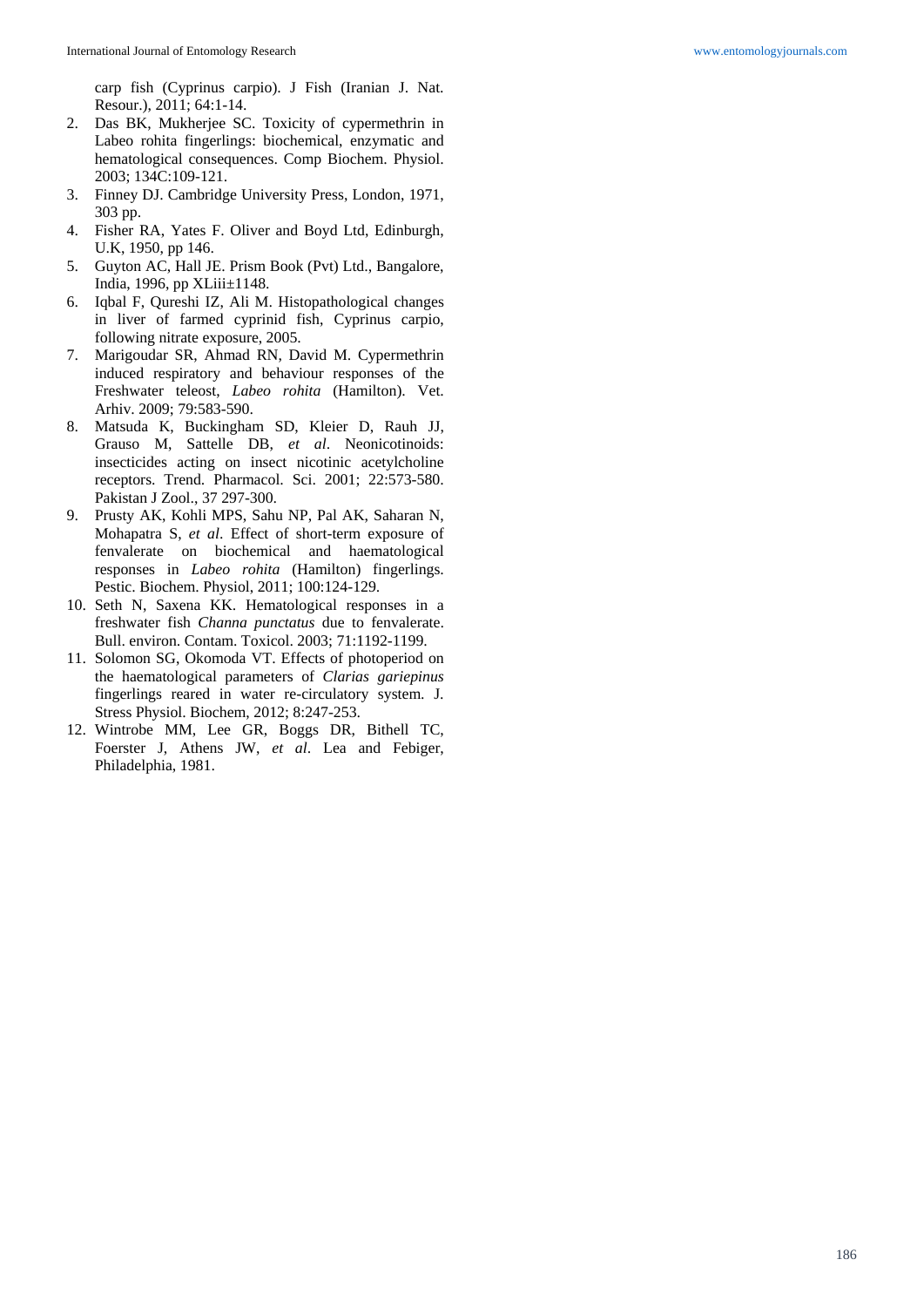carp fish (Cyprinus carpio). J Fish (Iranian J. Nat. Resour.), 2011; 64:1-14.

2. Das BK, Mukherjee SC. Toxicity of cypermethrin in Labeo rohita fingerlings: biochemical, enzymatic and hematological consequences. Comp Biochem. Physiol. 2003; 134C:109-121.
3. Finney DJ. Cambridge University Press, London, 1971, 303 pp.
4. Fisher RA, Yates F. Oliver and Boyd Ltd, Edinburgh, U.K, 1950, pp 146.
5. Guyton AC, Hall JE. Prism Book (Pvt) Ltd., Bangalore, India, 1996, pp XLiii±1148.
6. Iqbal F, Qureshi IZ, Ali M. Histopathological changes in liver of farmed cyprinid fish, Cyprinus carpio, following nitrate exposure, 2005.
7. Marigoudar SR, Ahmad RN, David M. Cypermethrin induced respiratory and behaviour responses of the Freshwater teleost, *Labeo rohita* (Hamilton). Vet. Arhiv. 2009; 79:583-590.
8. Matsuda K, Buckingham SD, Kleier D, Rauh JJ, Grauso M, Sattelle DB, *et al*. Neonicotinoids: insecticides acting on insect nicotinic acetylcholine receptors. Trend. Pharmacol. Sci. 2001; 22:573-580. Pakistan J Zool., 37 297-300.
9. Prusty AK, Kohli MPS, Sahu NP, Pal AK, Saharan N, Mohapatra S, *et al*. Effect of short-term exposure of fenvalerate on biochemical and haematological responses in *Labeo rohita* (Hamilton) fingerlings. Pestic. Biochem. Physiol, 2011; 100:124-129.
10. Seth N, Saxena KK. Hematological responses in a freshwater fish *Channa punctatus* due to fenvalerate. Bull. environ. Contam. Toxicol. 2003; 71:1192-1199.
11. Solomon SG, Okomoda VT. Effects of photoperiod on the haematological parameters of *Clarias gariepinus* fingerlings reared in water re-circulatory system. J. Stress Physiol. Biochem, 2012; 8:247-253.
12. Wintrobe MM, Lee GR, Boggs DR, Bithell TC, Foerster J, Athens JW, *et al*. Lea and Febiger, Philadelphia, 1981.